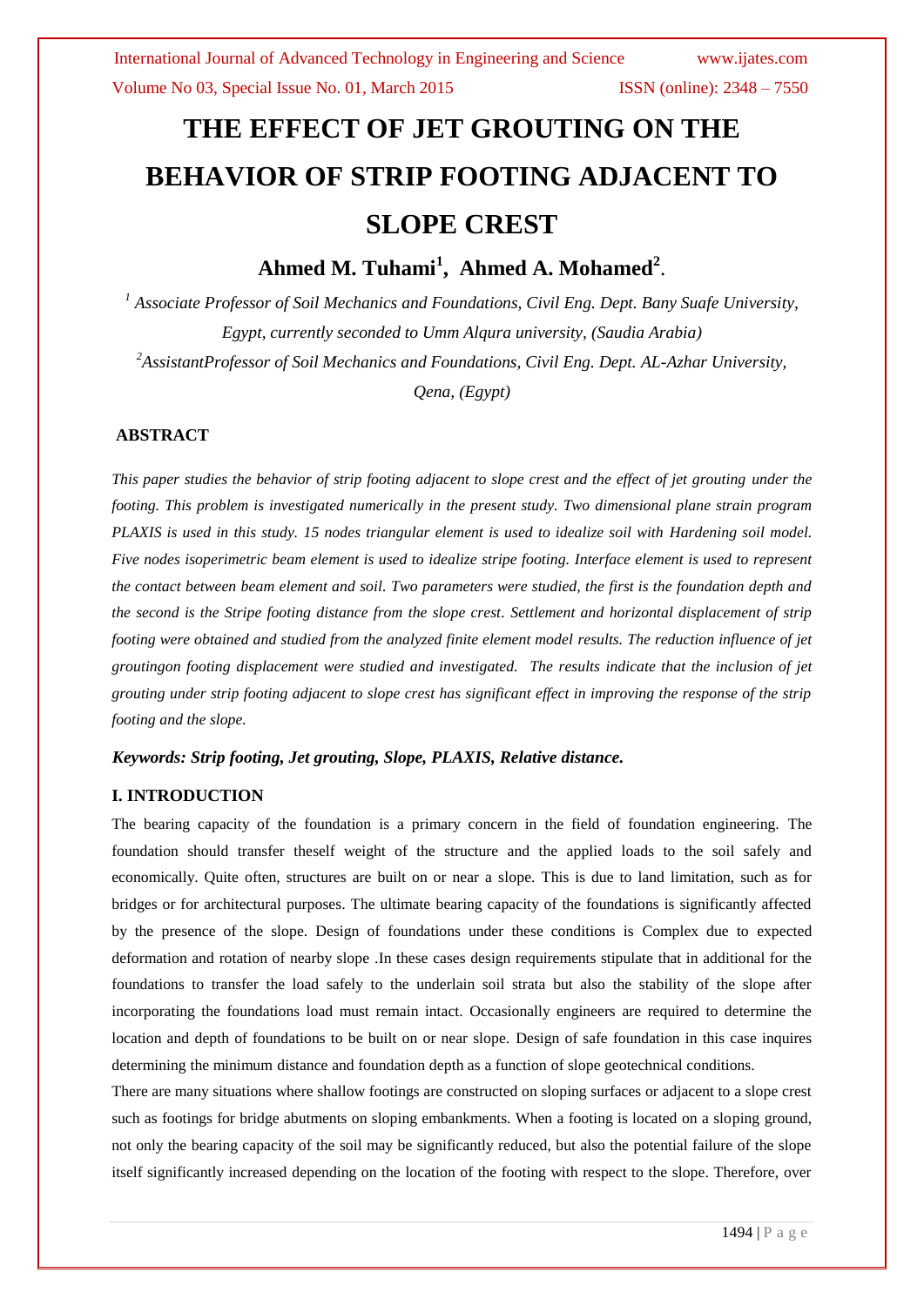# THE EFFECT OF JET GROUTING ON THE BEHAVIOR OF STRIP FOOTING ADJACENT TO SLOPE CREST

## Ahmed M. Tuhami[1], Ahmed A. Mohamed[2].

*[1] Associate Professor of Soil Mechanics and Foundations, Civil Eng. Dept. Bany Suafe University, Egypt, currently seconded to Umm Alqura university, (Saudia Arabia)*

*[2] AssistantProfessor of Soil Mechanics and Foundations, Civil Eng. Dept. AL-Azhar University, Qena, (Egypt)*

### ABSTRACT

*This paper studies the behavior of strip footing adjacent to slope crest and the effect of jet grouting under the footing. This problem is investigated numerically in the present study. Two dimensional plane strain program PLAXIS is used in this study. 15 nodes triangular element is used to idealize soil with Hardening soil model. Five nodes isoperimetric beam element is used to idealize stripe footing. Interface element is used to represent the contact between beam element and soil. Two parameters were studied, the first is the foundation depth and the second is the Stripe footing distance from the slope crest. Settlement and horizontal displacement of strip footing were obtained and studied from the analyzed finite element model results. The reduction influence of jet groutingon footing displacement were studied and investigated. The results indicate that the inclusion of jet grouting under strip footing adjacent to slope crest has significant effect in improving the response of the strip footing and the slope.*

***Keywords: Strip footing, Jet grouting, Slope, PLAXIS, Relative distance.***

### I. INTRODUCTION

The bearing capacity of the foundation is a primary concern in the field of foundation engineering. The foundation should transfer theself weight of the structure and the applied loads to the soil safely and economically. Quite often, structures are built on or near a slope. This is due to land limitation, such as for bridges or for architectural purposes. The ultimate bearing capacity of the foundations is significantly affected by the presence of the slope. Design of foundations under these conditions is Complex due to expected deformation and rotation of nearby slope .In these cases design requirements stipulate that in additional for the foundations to transfer the load safely to the underlain soil strata but also the stability of the slope after incorporating the foundations load must remain intact. Occasionally engineers are required to determine the location and depth of foundations to be built on or near slope. Design of safe foundation in this case inquires determining the minimum distance and foundation depth as a function of slope geotechnical conditions.

There are many situations where shallow footings are constructed on sloping surfaces or adjacent to a slope crest such as footings for bridge abutments on sloping embankments. When a footing is located on a sloping ground, not only the bearing capacity of the soil may be significantly reduced, but also the potential failure of the slope itself significantly increased depending on the location of the footing with respect to the slope. Therefore, over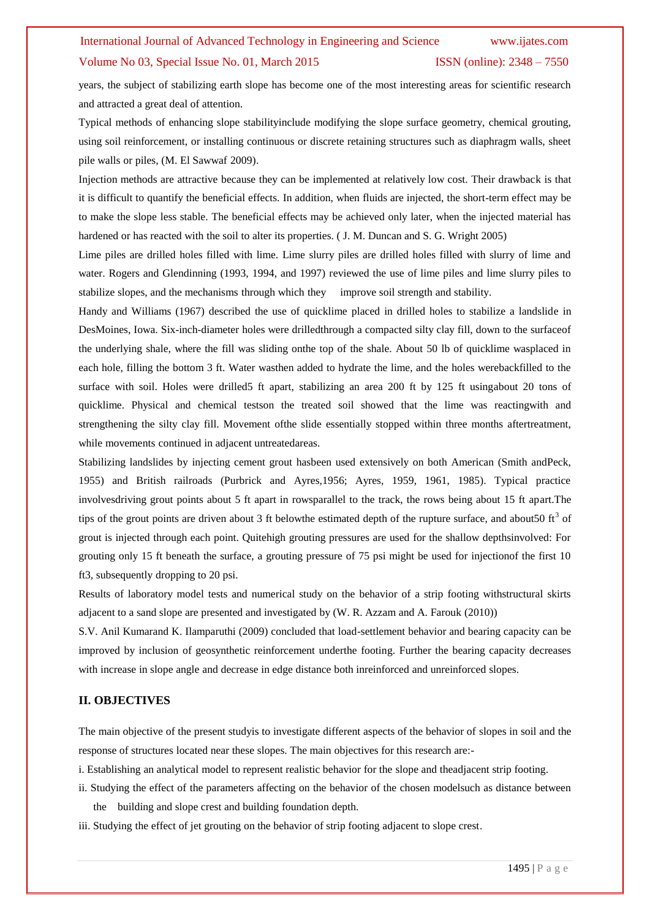years, the subject of stabilizing earth slope has become one of the most interesting areas for scientific research and attracted a great deal of attention.

Typical methods of enhancing slope stabilityinclude modifying the slope surface geometry, chemical grouting, using soil reinforcement, or installing continuous or discrete retaining structures such as diaphragm walls, sheet pile walls or piles, (M. El Sawwaf 2009).

Injection methods are attractive because they can be implemented at relatively low cost. Their drawback is that it is difficult to quantify the beneficial effects. In addition, when fluids are injected, the short-term effect may be to make the slope less stable. The beneficial effects may be achieved only later, when the injected material has hardened or has reacted with the soil to alter its properties. ( J. M. Duncan and S. G. Wright 2005)

Lime piles are drilled holes filled with lime. Lime slurry piles are drilled holes filled with slurry of lime and water. Rogers and Glendinning (1993, 1994, and 1997) reviewed the use of lime piles and lime slurry piles to stabilize slopes, and the mechanisms through which they improve soil strength and stability.

Handy and Williams (1967) described the use of quicklime placed in drilled holes to stabilize a landslide in DesMoines, Iowa. Six-inch-diameter holes were drilledthrough a compacted silty clay fill, down to the surfaceof the underlying shale, where the fill was sliding onthe top of the shale. About 50 lb of quicklime wasplaced in each hole, filling the bottom 3 ft. Water wasthen added to hydrate the lime, and the holes werebackfilled to the surface with soil. Holes were drilled5 ft apart, stabilizing an area 200 ft by 125 ft usingabout 20 tons of quicklime. Physical and chemical testson the treated soil showed that the lime was reactingwith and strengthening the silty clay fill. Movement ofthe slide essentially stopped within three months aftertreatment, while movements continued in adjacent untreatedareas.

Stabilizing landslides by injecting cement grout hasbeen used extensively on both American (Smith andPeck, 1955) and British railroads (Purbrick and Ayres,1956; Ayres, 1959, 1961, 1985). Typical practice involvesdriving grout points about 5 ft apart in rowsparallel to the track, the rows being about 15 ft apart.The tips of the grout points are driven about 3 ft belowthe estimated depth of the rupture surface, and about50 $ft^3$ of grout is injected through each point. Quitehigh grouting pressures are used for the shallow depthsinvolved: For grouting only 15 ft beneath the surface, a grouting pressure of 75 psi might be used for injectionof the first 10 ft3, subsequently dropping to 20 psi.

Results of laboratory model tests and numerical study on the behavior of a strip footing withstructural skirts adjacent to a sand slope are presented and investigated by (W. R. Azzam and A. Farouk (2010))

S.V. Anil Kumarand K. Ilamparuthi (2009) concluded that load-settlement behavior and bearing capacity can be improved by inclusion of geosynthetic reinforcement underthe footing. Further the bearing capacity decreases with increase in slope angle and decrease in edge distance both inreinforced and unreinforced slopes.

## II. OBJECTIVES

The main objective of the present studyis to investigate different aspects of the behavior of slopes in soil and the response of structures located near these slopes. The main objectives for this research are:-

i. Establishing an analytical model to represent realistic behavior for the slope and theadjacent strip footing.

ii. Studying the effect of the parameters affecting on the behavior of the chosen modelsuch as distance between the building and slope crest and building foundation depth.

iii. Studying the effect of jet grouting on the behavior of strip footing adjacent to slope crest.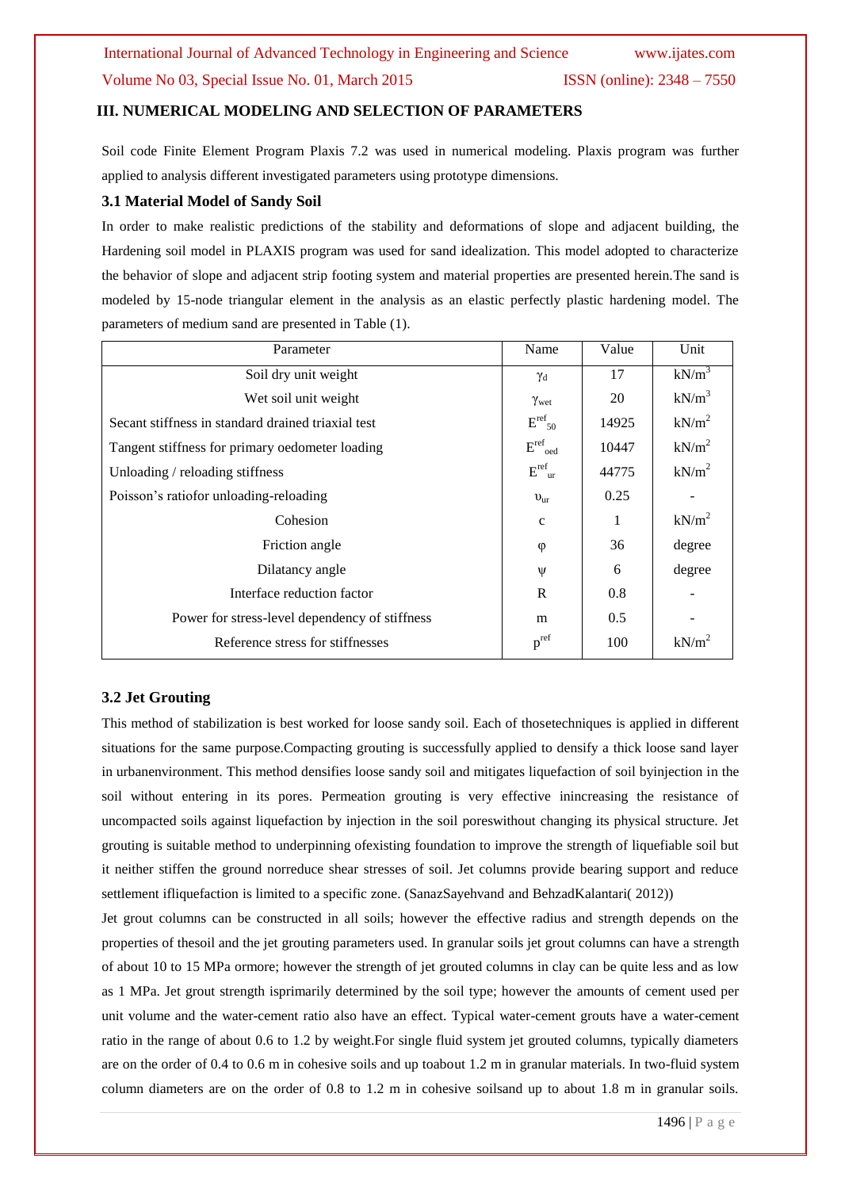## III. NUMERICAL MODELING AND SELECTION OF PARAMETERS

Soil code Finite Element Program Plaxis 7.2 was used in numerical modeling. Plaxis program was further applied to analysis different investigated parameters using prototype dimensions.

### 3.1 Material Model of Sandy Soil

In order to make realistic predictions of the stability and deformations of slope and adjacent building, the Hardening soil model in PLAXIS program was used for sand idealization. This model adopted to characterize the behavior of slope and adjacent strip footing system and material properties are presented herein.The sand is modeled by 15-node triangular element in the analysis as an elastic perfectly plastic hardening model. The parameters of medium sand are presented in Table (1).

| Parameter | Name | Value | Unit |
|---|---|---|---|
| Soil dry unit weight | $\gamma_d$ | 17 | $kN/m^3$ |
| Wet soil unit weight | $\gamma_{wet}$ | 20 | $kN/m^3$ |
| Secant stiffness in standard drained triaxial test | $E^{ref}_{50}$ | 14925 | $kN/m^2$ |
| Tangent stiffness for primary oedometer loading | $E^{ref}_{oed}$ | 10447 | $kN/m^2$ |
| Unloading / reloading stiffness | $E^{ref}_{ur}$ | 44775 | $kN/m^2$ |
| Poisson's ratiofor unloading-reloading | $\upsilon_{ur}$ | 0.25 | - |
| Cohesion | c | 1 | $kN/m^2$ |
| Friction angle | $\varphi$ | 36 | degree |
| Dilatancy angle | $\psi$ | 6 | degree |
| Interface reduction factor | R | 0.8 | - |
| Power for stress-level dependency of stiffness | m | 0.5 | - |
| Reference stress for stiffnesses | $p^{ref}$ | 100 | $kN/m^2$ |

### 3.2 Jet Grouting

This method of stabilization is best worked for loose sandy soil. Each of thosetechniques is applied in different situations for the same purpose.Compacting grouting is successfully applied to densify a thick loose sand layer in urbanenvironment. This method densifies loose sandy soil and mitigates liquefaction of soil byinjection in the soil without entering in its pores. Permeation grouting is very effective inincreasing the resistance of uncompacted soils against liquefaction by injection in the soil poreswithout changing its physical structure. Jet grouting is suitable method to underpinning ofexisting foundation to improve the strength of liquefiable soil but it neither stiffen the ground norreduce shear stresses of soil. Jet columns provide bearing support and reduce settlement ifliquefaction is limited to a specific zone. (SanazSayehvand and BehzadKalantari( 2012))

Jet grout columns can be constructed in all soils; however the effective radius and strength depends on the properties of thesoil and the jet grouting parameters used. In granular soils jet grout columns can have a strength of about 10 to 15 MPa ormore; however the strength of jet grouted columns in clay can be quite less and as low as 1 MPa. Jet grout strength isprimarily determined by the soil type; however the amounts of cement used per unit volume and the water-cement ratio also have an effect. Typical water-cement grouts have a water-cement ratio in the range of about 0.6 to 1.2 by weight.For single fluid system jet grouted columns, typically diameters are on the order of 0.4 to 0.6 m in cohesive soils and up toabout 1.2 m in granular materials. In two-fluid system column diameters are on the order of 0.8 to 1.2 m in cohesive soilsand up to about 1.8 m in granular soils.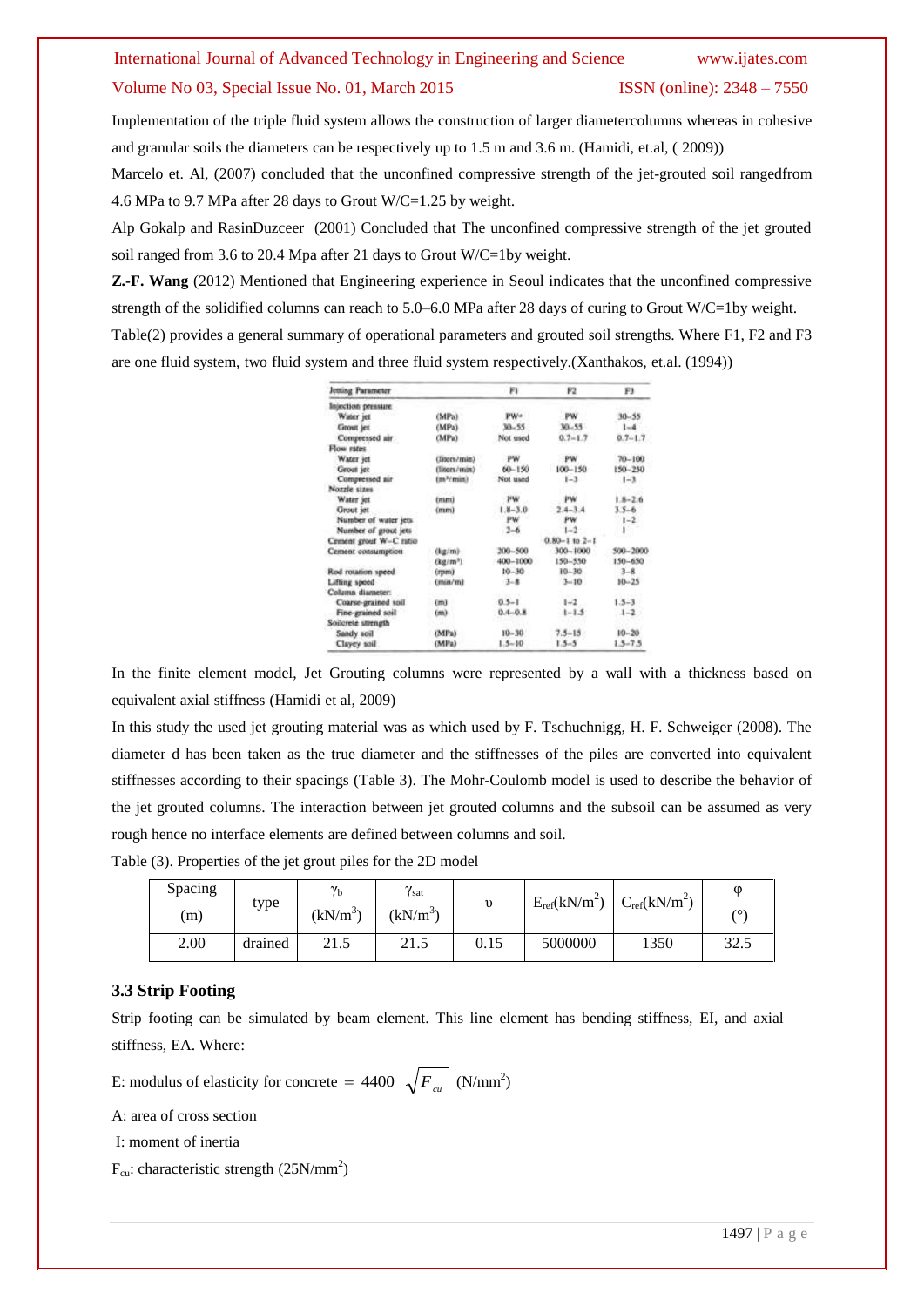Implementation of the triple fluid system allows the construction of larger diametercolumns whereas in cohesive and granular soils the diameters can be respectively up to 1.5 m and 3.6 m. (Hamidi, et.al, ( 2009))

Marcelo et. Al, (2007) concluded that the unconfined compressive strength of the jet-grouted soil rangedfrom 4.6 MPa to 9.7 MPa after 28 days to Grout W/C=1.25 by weight.

Alp Gokalp and RasinDuzceer (2001) Concluded that The unconfined compressive strength of the jet grouted soil ranged from 3.6 to 20.4 Mpa after 21 days to Grout W/C=1by weight.

**Z.-F. Wang** (2012) Mentioned that Engineering experience in Seoul indicates that the unconfined compressive strength of the solidified columns can reach to 5.0–6.0 MPa after 28 days of curing to Grout W/C=1by weight.

Table(2) provides a general summary of operational parameters and grouted soil strengths. Where F1, F2 and F3 are one fluid system, two fluid system and three fluid system respectively.(Xanthakos, et.al. (1994))

| Jetting Parameter | | F1 | F2 | F3 |
|---|---|---|---|---|
| Injection pressure | | | | |
| Water jet | (MPa) | PW* | PW | 30–55 |
| Grout jet | (MPa) | 30–55 | 30–55 | 1–4 |
| Compressed air | (MPa) | Not used | 0.7–1.7 | 0.7–1.7 |
| Flow rates | | | | |
| Water jet | (liters/min) | PW | PW | 70–100 |
| Grout jet | (liters/min) | 60–150 | 100–150 | 150–250 |
| Compressed air | (m³/min) | Not used | 1–3 | 1–3 |
| Nozzle sizes | | | | |
| Water jet | (mm) | PW | PW | 1.8–2.6 |
| Grout jet | (mm) | 1.8–3.0 | 2.4–3.4 | 3.5–6 |
| Number of water jets | | PW | PW | 1–2 |
| Number of grout jets | | 2–6 | 1–2 | 1 |
| Cement grout W–C ratio | | | 0.80–1 to 2–1 | |
| Cement consumption | (kg/m) | 200–500 | 300–1000 | 500–2000 |
| | (kg/m³) | 400–1000 | 150–550 | 150–650 |
| Rod rotation speed | (rpm) | 10–30 | 10–30 | 3–8 |
| Lifting speed | (min/m) | 3–8 | 3–10 | 10–25 |
| Column diameter: | | | | |
| Coarse-grained soil | (m) | 0.5–1 | 1–2 | 1.5–3 |
| Fine-grained soil | (m) | 0.4–0.8 | 1–1.5 | 1–2 |
| Soilcrete strength | | | | |
| Sandy soil | (MPa) | 10–30 | 7.5–15 | 10–20 |
| Clayey soil | (MPa) | 1.5–10 | 1.5–5 | 1.5–7.5 |

In the finite element model, Jet Grouting columns were represented by a wall with a thickness based on equivalent axial stiffness (Hamidi et al, 2009)

In this study the used jet grouting material was as which used by F. Tschuchnigg, H. F. Schweiger (2008). The diameter d has been taken as the true diameter and the stiffnesses of the piles are converted into equivalent stiffnesses according to their spacings (Table 3). The Mohr-Coulomb model is used to describe the behavior of the jet grouted columns. The interaction between jet grouted columns and the subsoil can be assumed as very rough hence no interface elements are defined between columns and soil.

Table (3). Properties of the jet grout piles for the 2D model

| Spacing (m) | type | $\gamma_b$ (kN/m$^3$) | $\gamma_{sat}$ (kN/m$^3$) | $\upsilon$ | $E_{ref}$(kN/m$^2$) | $C_{ref}$(kN/m$^2$) | $\varphi$ (°) |
|---|---|---|---|---|---|---|---|
| 2.00 | drained | 21.5 | 21.5 | 0.15 | 5000000 | 1350 | 32.5 |

### 3.3 Strip Footing

Strip footing can be simulated by beam element. This line element has bending stiffness, EI, and axial stiffness, EA. Where:

E: modulus of elasticity for concrete $= 4400 \sqrt{F_{cu}}$ (N/mm$^2$)

A: area of cross section

I: moment of inertia

$F_{cu}$: characteristic strength (25N/mm$^2$)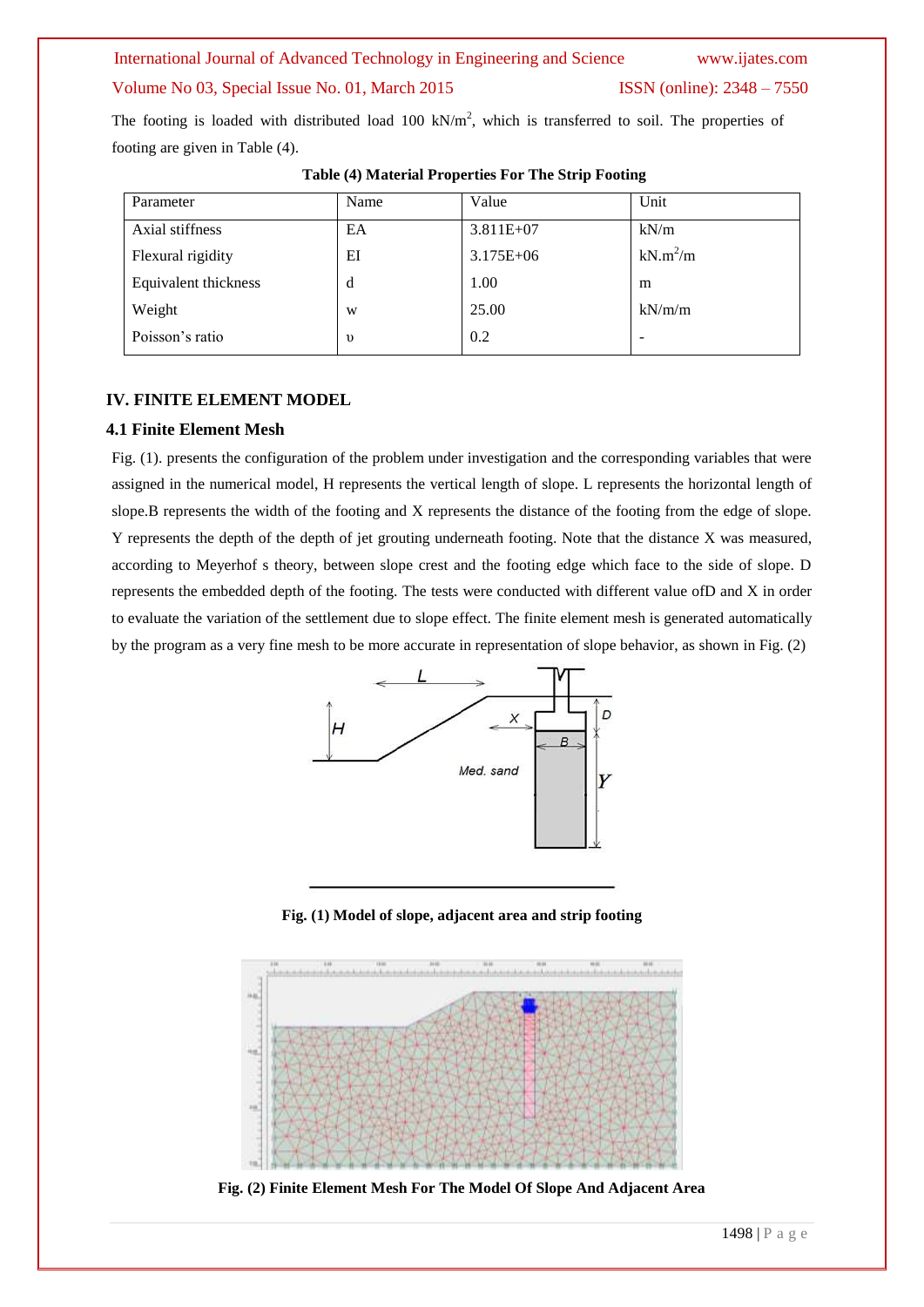The footing is loaded with distributed load 100 kN/m$^2$, which is transferred to soil. The properties of footing are given in Table (4).

**Table (4) Material Properties For The Strip Footing**

| Parameter | Name | Value | Unit |
|---|---|---|---|
| Axial stiffness | EA | 3.811E+07 | kN/m |
| Flexural rigidity | EI | 3.175E+06 | kN.m$^2$/m |
| Equivalent thickness | d | 1.00 | m |
| Weight | w | 25.00 | kN/m/m |
| Poisson's ratio | υ | 0.2 | - |

## IV. FINITE ELEMENT MODEL

### 4.1 Finite Element Mesh

Fig. (1). presents the configuration of the problem under investigation and the corresponding variables that were assigned in the numerical model, H represents the vertical length of slope. L represents the horizontal length of slope.B represents the width of the footing and X represents the distance of the footing from the edge of slope. Y represents the depth of the depth of jet grouting underneath footing. Note that the distance X was measured, according to Meyerhof s theory, between slope crest and the footing edge which face to the side of slope. D represents the embedded depth of the footing. The tests were conducted with different value ofD and X in order to evaluate the variation of the settlement due to slope effect. The finite element mesh is generated automatically by the program as a very fine mesh to be more accurate in representation of slope behavior, as shown in Fig. (2)

**Fig. (1) Model of slope, adjacent area and strip footing**

**Fig. (2) Finite Element Mesh For The Model Of Slope And Adjacent Area**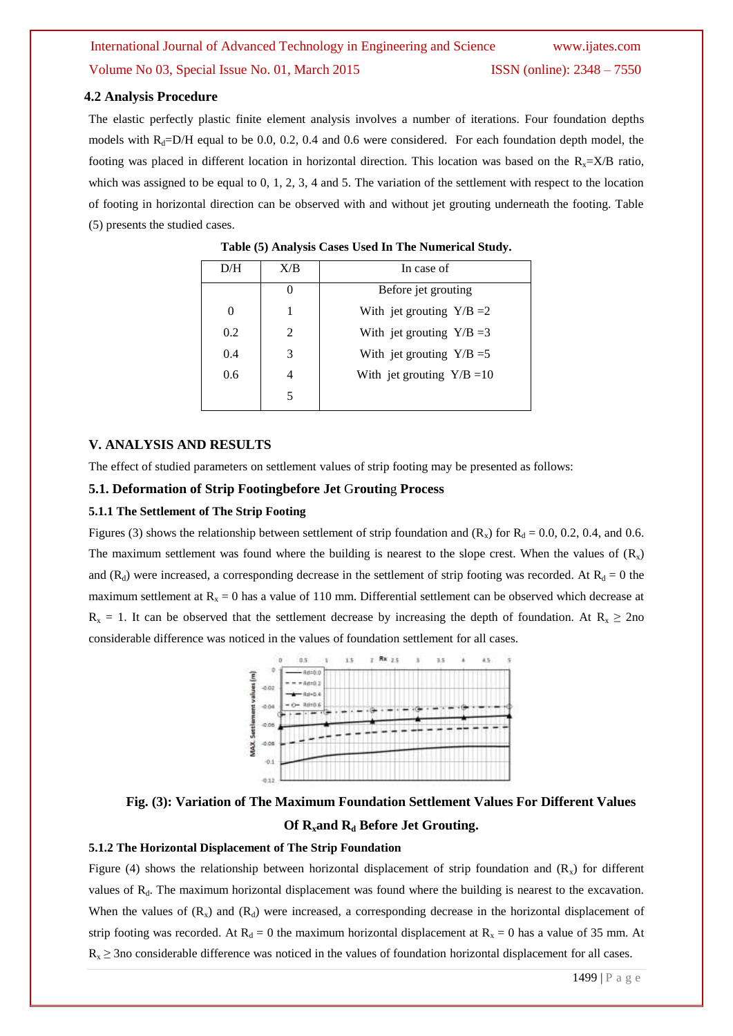### 4.2 Analysis Procedure

The elastic perfectly plastic finite element analysis involves a number of iterations. Four foundation depths models with $R_d$=D/H equal to be 0.0, 0.2, 0.4 and 0.6 were considered. For each foundation depth model, the footing was placed in different location in horizontal direction. This location was based on the $R_x$=X/B ratio, which was assigned to be equal to 0, 1, 2, 3, 4 and 5. The variation of the settlement with respect to the location of footing in horizontal direction can be observed with and without jet grouting underneath the footing. Table (5) presents the studied cases.

**Table (5) Analysis Cases Used In The Numerical Study.**

| D/H | X/B | In case of |
|---|---|---|
| | 0 | Before jet grouting |
| 0 | 1 | With jet grouting Y/B =2 |
| 0.2 | 2 | With jet grouting Y/B =3 |
| 0.4 | 3 | With jet grouting Y/B =5 |
| 0.6 | 4 | With jet grouting Y/B =10 |
| | 5 | |

## V. ANALYSIS AND RESULTS

The effect of studied parameters on settlement values of strip footing may be presented as follows:

### 5.1. Deformation of Strip Footingbefore Jet Grouting Process

#### 5.1.1 The Settlement of The Strip Footing

Figures (3) shows the relationship between settlement of strip foundation and ($R_x$) for $R_d$ = 0.0, 0.2, 0.4, and 0.6. The maximum settlement was found where the building is nearest to the slope crest. When the values of ($R_x$) and ($R_d$) were increased, a corresponding decrease in the settlement of strip footing was recorded. At $R_d$ = 0 the maximum settlement at $R_x$ = 0 has a value of 110 mm. Differential settlement can be observed which decrease at $R_x$ = 1. It can be observed that the settlement decrease by increasing the depth of foundation. At $R_x \geq$ 2no considerable difference was noticed in the values of foundation settlement for all cases.

**Fig. (3): Variation of The Maximum Foundation Settlement Values For Different Values Of $R_x$and $R_d$ Before Jet Grouting.**

#### 5.1.2 The Horizontal Displacement of The Strip Foundation

Figure (4) shows the relationship between horizontal displacement of strip foundation and ($R_x$) for different values of $R_d$. The maximum horizontal displacement was found where the building is nearest to the excavation. When the values of ($R_x$) and ($R_d$) were increased, a corresponding decrease in the horizontal displacement of strip footing was recorded. At $R_d$ = 0 the maximum horizontal displacement at $R_x$ = 0 has a value of 35 mm. At $R_x \geq$ 3no considerable difference was noticed in the values of foundation horizontal displacement for all cases.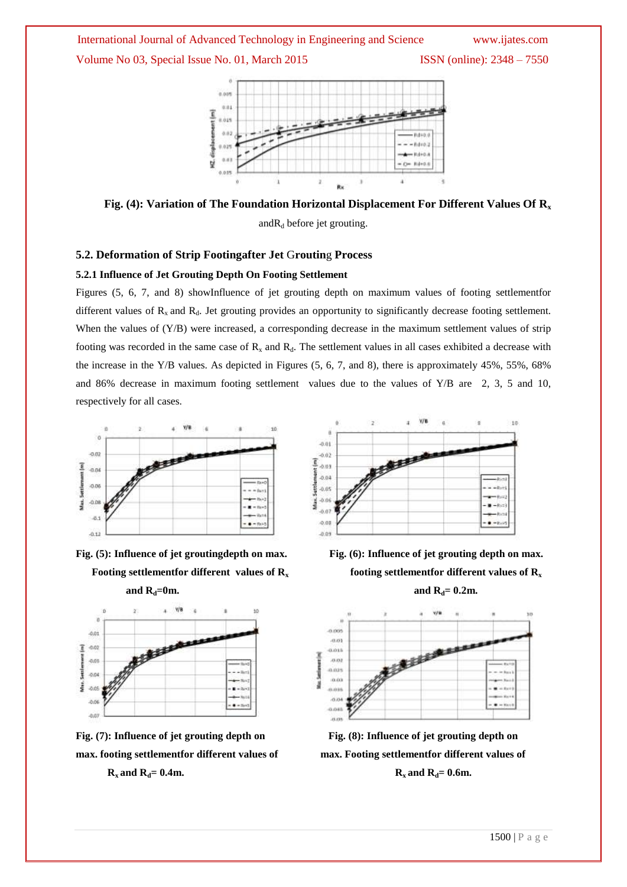**Fig. (4): Variation of The Foundation Horizontal Displacement For Different Values Of $R_x$** and$R_d$ before jet grouting.

### 5.2. Deformation of Strip Footingafter Jet Grouting Process

#### 5.2.1 Influence of Jet Grouting Depth On Footing Settlement

Figures (5, 6, 7, and 8) showInfluence of jet grouting depth on maximum values of footing settlementfor different values of $R_x$ and $R_d$. Jet grouting provides an opportunity to significantly decrease footing settlement. When the values of (Y/B) were increased, a corresponding decrease in the maximum settlement values of strip footing was recorded in the same case of $R_x$ and $R_d$. The settlement values in all cases exhibited a decrease with the increase in the Y/B values. As depicted in Figures (5, 6, 7, and 8), there is approximately 45%, 55%, 68% and 86% decrease in maximum footing settlement values due to the values of Y/B are 2, 3, 5 and 10, respectively for all cases.

**Fig. (5): Influence of jet groutingdepth on max. Footing settlementfor different values of $R_x$ and $R_d$=0m.**

**Fig. (6): Influence of jet grouting depth on max. footing settlementfor different values of $R_x$ and $R_d$= 0.2m.**

**Fig. (7): Influence of jet grouting depth on max. footing settlementfor different values of $R_x$ and $R_d$= 0.4m.**

**Fig. (8): Influence of jet grouting depth on max. Footing settlementfor different values of $R_x$ and $R_d$= 0.6m.**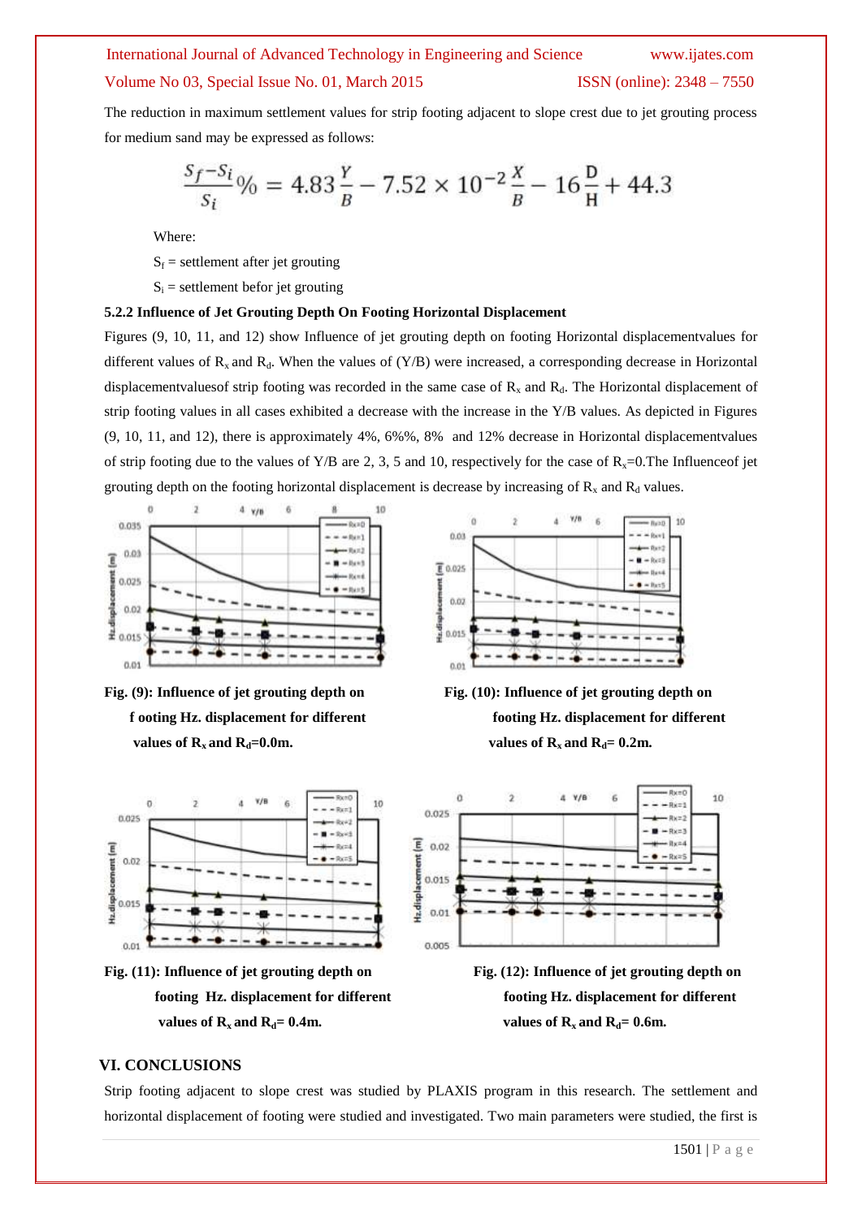The reduction in maximum settlement values for strip footing adjacent to slope crest due to jet grouting process for medium sand may be expressed as follows:

$$\frac{S_f - S_i}{S_i}\% = 4.83\frac{Y}{B} - 7.52 \times 10^{-2}\frac{X}{B} - 16\frac{D}{H} + 44.3$$

Where:

$S_f$ = settlement after jet grouting

$S_i$ = settlement befor jet grouting

### 5.2.2 Influence of Jet Grouting Depth On Footing Horizontal Displacement

Figures (9, 10, 11, and 12) show Influence of jet grouting depth on footing Horizontal displacementvalues for different values of $R_x$ and $R_d$. When the values of (Y/B) were increased, a corresponding decrease in Horizontal displacementvaluesof strip footing was recorded in the same case of $R_x$ and $R_d$. The Horizontal displacement of strip footing values in all cases exhibited a decrease with the increase in the Y/B values. As depicted in Figures (9, 10, 11, and 12), there is approximately 4%, 6%%, 8% and 12% decrease in Horizontal displacementvalues of strip footing due to the values of Y/B are 2, 3, 5 and 10, respectively for the case of $R_x$=0.The Influenceof jet grouting depth on the footing horizontal displacement is decrease by increasing of $R_x$ and $R_d$ values.

**Fig. (9): Influence of jet grouting depth on f ooting Hz. displacement for different values of $R_x$ and $R_d$=0.0m.**

**Fig. (10): Influence of jet grouting depth on footing Hz. displacement for different values of $R_x$ and $R_d$= 0.2m.**

**Fig. (11): Influence of jet grouting depth on footing Hz. displacement for different values of $R_x$ and $R_d$= 0.4m.**

**Fig. (12): Influence of jet grouting depth on footing Hz. displacement for different values of $R_x$ and $R_d$= 0.6m.**

## VI. CONCLUSIONS

Strip footing adjacent to slope crest was studied by PLAXIS program in this research. The settlement and horizontal displacement of footing were studied and investigated. Two main parameters were studied, the first is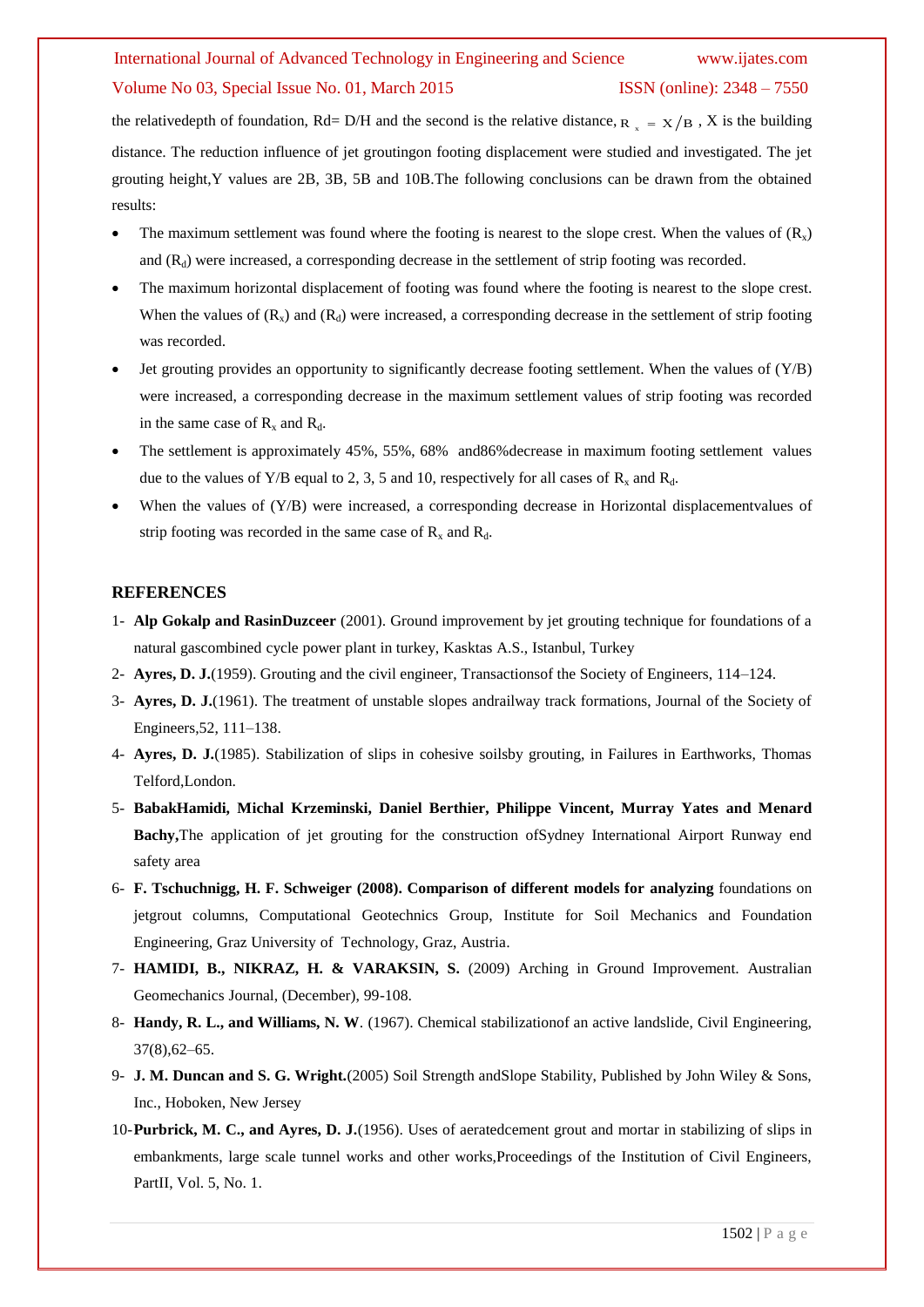the relativedepth of foundation, Rd= D/H and the second is the relative distance, $R_x = X/B$ , X is the building distance. The reduction influence of jet groutingon footing displacement were studied and investigated. The jet grouting height,Y values are 2B, 3B, 5B and 10B.The following conclusions can be drawn from the obtained results:

- The maximum settlement was found where the footing is nearest to the slope crest. When the values of ($R_x$) and ($R_d$) were increased, a corresponding decrease in the settlement of strip footing was recorded.
- The maximum horizontal displacement of footing was found where the footing is nearest to the slope crest. When the values of ($R_x$) and ($R_d$) were increased, a corresponding decrease in the settlement of strip footing was recorded.
- Jet grouting provides an opportunity to significantly decrease footing settlement. When the values of (Y/B) were increased, a corresponding decrease in the maximum settlement values of strip footing was recorded in the same case of $R_x$ and $R_d$.
- The settlement is approximately 45%, 55%, 68% and86%decrease in maximum footing settlement values due to the values of Y/B equal to 2, 3, 5 and 10, respectively for all cases of $R_x$ and $R_d$.
- When the values of (Y/B) were increased, a corresponding decrease in Horizontal displacementvalues of strip footing was recorded in the same case of $R_x$ and $R_d$.

## REFERENCES

1- **Alp Gokalp and RasinDuzceer** (2001). Ground improvement by jet grouting technique for foundations of a natural gascombined cycle power plant in turkey, Kasktas A.S., Istanbul, Turkey

2- **Ayres, D. J.**(1959). Grouting and the civil engineer, Transactionsof the Society of Engineers, 114–124.

3- **Ayres, D. J.**(1961). The treatment of unstable slopes andrailway track formations, Journal of the Society of Engineers,52, 111–138.

4- **Ayres, D. J.**(1985). Stabilization of slips in cohesive soilsby grouting, in Failures in Earthworks, Thomas Telford,London.

5- **BabakHamidi, Michal Krzeminski, Daniel Berthier, Philippe Vincent, Murray Yates and Menard Bachy,**The application of jet grouting for the construction ofSydney International Airport Runway end safety area

6- **F. Tschuchnigg, H. F. Schweiger (2008). Comparison of different models for analyzing** foundations on jetgrout columns, Computational Geotechnics Group, Institute for Soil Mechanics and Foundation Engineering, Graz University of Technology, Graz, Austria.

7- **HAMIDI, B., NIKRAZ, H. & VARAKSIN, S.** (2009) Arching in Ground Improvement. Australian Geomechanics Journal, (December), 99-108.

8- **Handy, R. L., and Williams, N. W**. (1967). Chemical stabilizationof an active landslide, Civil Engineering, 37(8),62–65.

9- **J. M. Duncan and S. G. Wright.**(2005) Soil Strength andSlope Stability, Published by John Wiley & Sons, Inc., Hoboken, New Jersey

10- **Purbrick, M. C., and Ayres, D. J.**(1956). Uses of aeratedcement grout and mortar in stabilizing of slips in embankments, large scale tunnel works and other works,Proceedings of the Institution of Civil Engineers, PartII, Vol. 5, No. 1.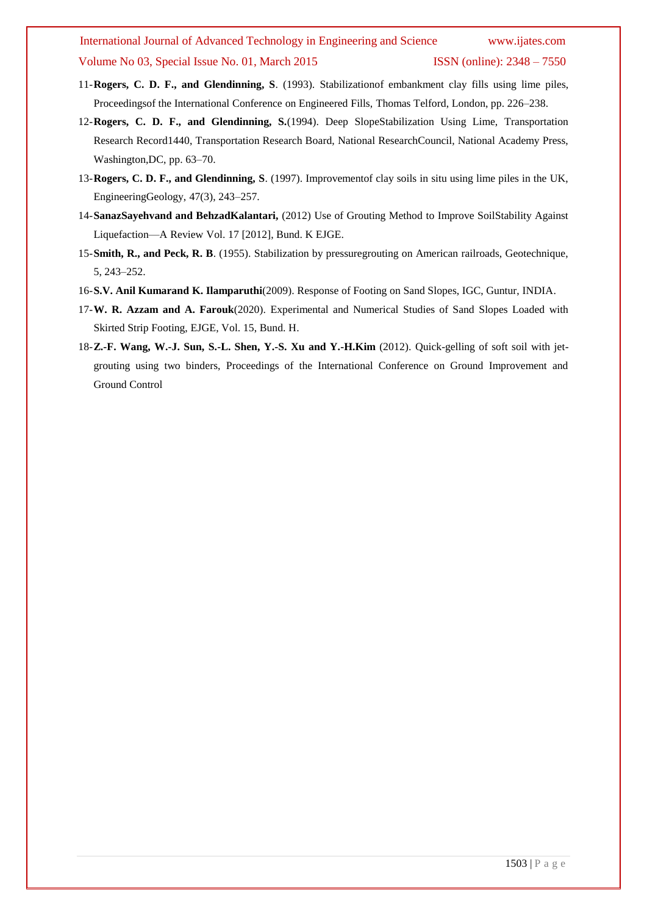11-**Rogers, C. D. F., and Glendinning, S**. (1993). Stabilizationof embankment clay fills using lime piles, Proceedingsof the International Conference on Engineered Fills, Thomas Telford, London, pp. 226–238.

12-**Rogers, C. D. F., and Glendinning, S.**(1994). Deep SlopeStabilization Using Lime, Transportation Research Record1440, Transportation Research Board, National ResearchCouncil, National Academy Press, Washington,DC, pp. 63–70.

13-**Rogers, C. D. F., and Glendinning, S**. (1997). Improvementof clay soils in situ using lime piles in the UK, EngineeringGeology, 47(3), 243–257.

14-**SanazSayehvand and BehzadKalantari,** (2012) Use of Grouting Method to Improve SoilStability Against Liquefaction—A Review Vol. 17 [2012], Bund. K EJGE.

15-**Smith, R., and Peck, R. B**. (1955). Stabilization by pressuregrouting on American railroads, Geotechnique, 5, 243–252.

16-**S.V. Anil Kumarand K. Ilamparuthi**(2009). Response of Footing on Sand Slopes, IGC, Guntur, INDIA.

17-**W. R. Azzam and A. Farouk**(2020). Experimental and Numerical Studies of Sand Slopes Loaded with Skirted Strip Footing, EJGE, Vol. 15, Bund. H.

18-**Z.-F. Wang, W.-J. Sun, S.-L. Shen, Y.-S. Xu and Y.-H.Kim** (2012). Quick-gelling of soft soil with jet-grouting using two binders, Proceedings of the International Conference on Ground Improvement and Ground Control